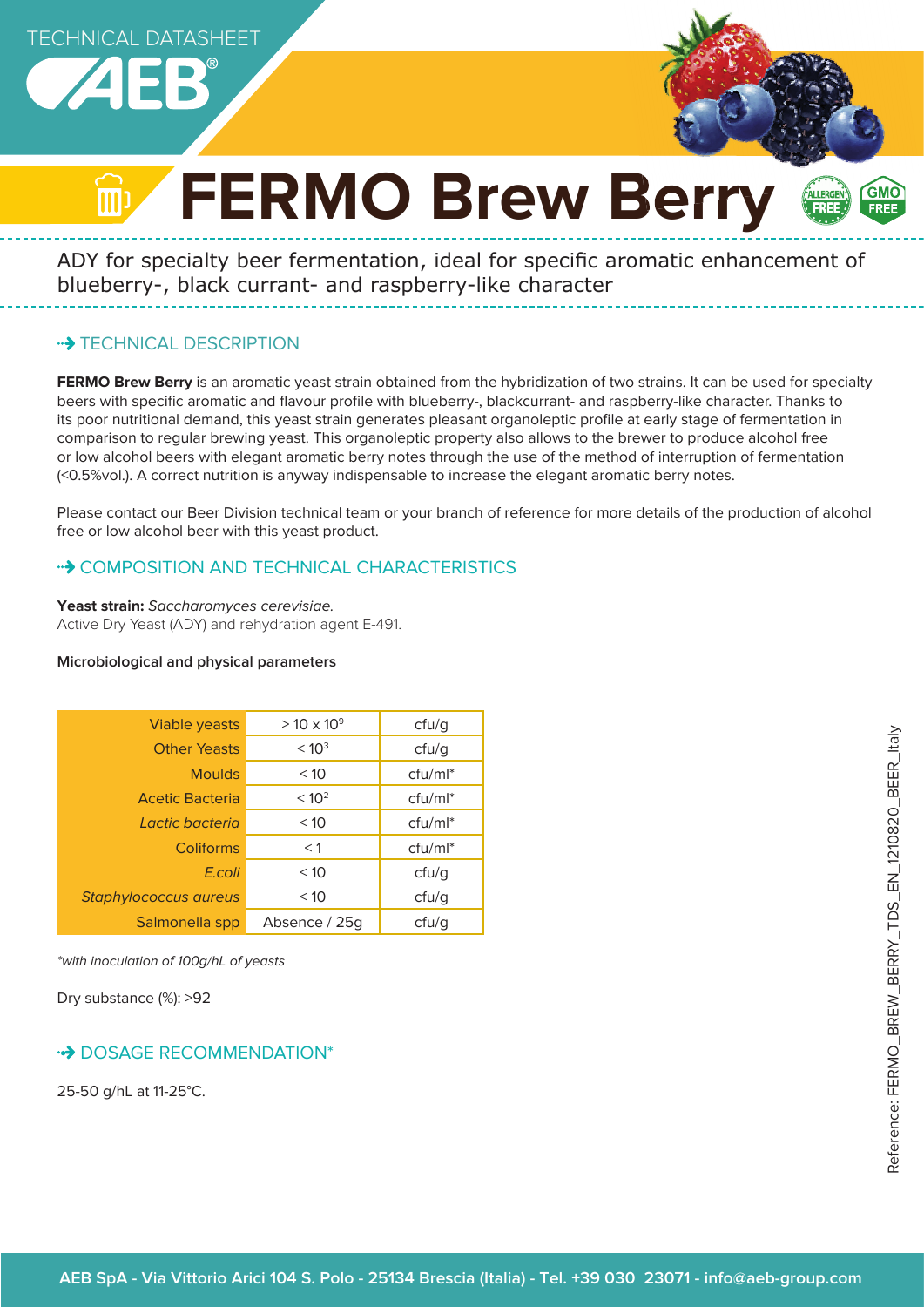TECHNICAL DATASHEET

AEB®

# FERMO Brew Berry

ADY for specialty beer fermentation, ideal for specific aromatic enhancement of blueberry-, black currant- and raspberry-like character

## TECHNICAL DESCRIPTION

**FERMO Brew Berry** is an aromatic yeast strain obtained from the hybridization of two strains. It can be used for specialty beers with specific aromatic and flavour profile with blueberry-, blackcurrant- and raspberry-like character. Thanks to its poor nutritional demand, this yeast strain generates pleasant organoleptic profile at early stage of fermentation in comparison to regular brewing yeast. This organoleptic property also allows to the brewer to produce alcohol free or low alcohol beers with elegant aromatic berry notes through the use of the method of interruption of fermentation (<0.5%vol.). A correct nutrition is anyway indispensable to increase the elegant aromatic berry notes.

Please contact our Beer Division technical team or your branch of reference for more details of the production of alcohol free or low alcohol beer with this yeast product.

## COMPOSITION AND TECHNICAL CHARACTERISTICS

**Yeast strain:** *Saccharomyces cerevisiae.*
Active Dry Yeast (ADY) and rehydration agent E-491.

**Microbiological and physical parameters**

| Parameter | Value | Unit |
|---|---|---|
| Viable yeasts | $> 10 \times 10^9$ | cfu/g |
| Other Yeasts | $< 10^3$ | cfu/g |
| Moulds | < 10 | cfu/ml* |
| Acetic Bacteria | $< 10^2$ | cfu/ml* |
| *Lactic bacteria* | < 10 | cfu/ml* |
| Coliforms | < 1 | cfu/ml* |
| *E.coli* | < 10 | cfu/g |
| *Staphylococcus aureus* | < 10 | cfu/g |
| Salmonella spp | Absence / 25g | cfu/g |

*with inoculation of 100g/hL of yeasts

Dry substance (%): >92

## DOSAGE RECOMMENDATION*

25-50 g/hL at 11-25°C.

Reference: FERMO_BREW_BERRY_TDS_EN_1210820_BEER_Italy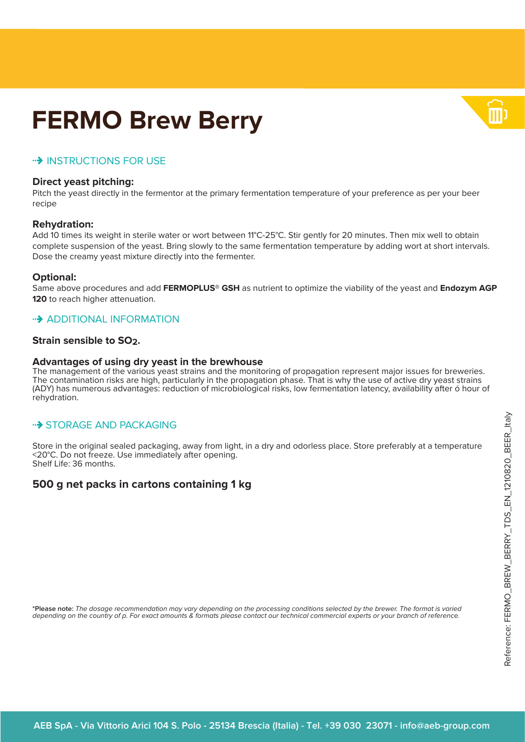# FERMO Brew Berry

## INSTRUCTIONS FOR USE

### Direct yeast pitching:

Pitch the yeast directly in the fermentor at the primary fermentation temperature of your preference as per your beer recipe

### Rehydration:

Add 10 times its weight in sterile water or wort between 11°C-25°C. Stir gently for 20 minutes. Then mix well to obtain complete suspension of the yeast. Bring slowly to the same fermentation temperature by adding wort at short intervals. Dose the creamy yeast mixture directly into the fermenter.

### Optional:

Same above procedures and add **FERMOPLUS® GSH** as nutrient to optimize the viability of the yeast and **Endozym AGP 120** to reach higher attenuation.

## ADDITIONAL INFORMATION

**Strain sensible to $SO_2$.**

### Advantages of using dry yeast in the brewhouse

The management of the various yeast strains and the monitoring of propagation represent major issues for breweries. The contamination risks are high, particularly in the propagation phase. That is why the use of active dry yeast strains (ADY) has numerous advantages: reduction of microbiological risks, low fermentation latency, availability after 6 hour of rehydration.

## STORAGE AND PACKAGING

Store in the original sealed packaging, away from light, in a dry and odorless place. Store preferably at a temperature <20°C. Do not freeze. Use immediately after opening.
Shelf Life: 36 months.

### 500 g net packs in cartons containing 1 kg

***Please note:** *The dosage recommendation may vary depending on the processing conditions selected by the brewer. The format is varied depending on the country of p. For exact amounts & formats please contact our technical commercial experts or your branch of reference.*

Reference: FERMO_BREW_BERRY_TDS_EN_1210820_BEER_Italy

AEB SpA - Via Vittorio Arici 104 S. Polo - 25134 Brescia (Italia) - Tel. +39 030 23071 - info@aeb-group.com